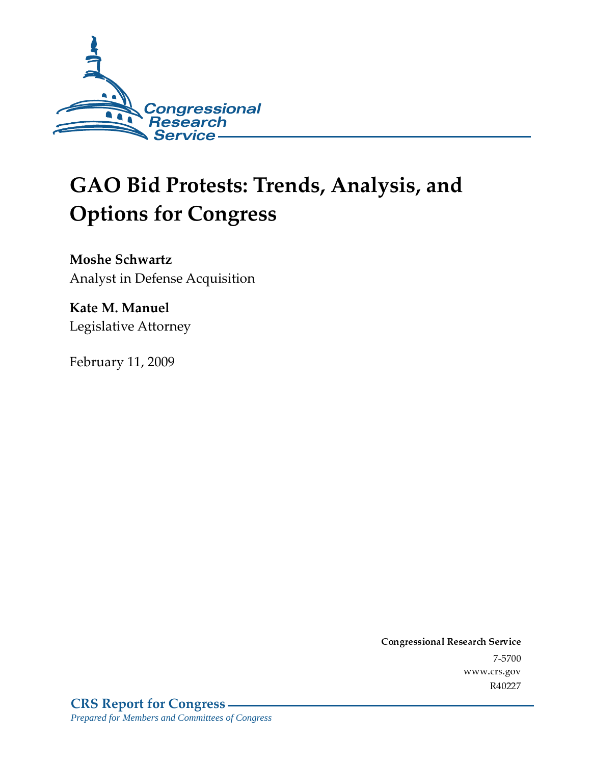Congressional Research Service

# GAO Bid Protests: Trends, Analysis, and Options for Congress

**Moshe Schwartz**
Analyst in Defense Acquisition

**Kate M. Manuel**
Legislative Attorney

February 11, 2009

**Congressional Research Service**
7-5700
www.crs.gov
R40227

**CRS Report for Congress**
*Prepared for Members and Committees of Congress*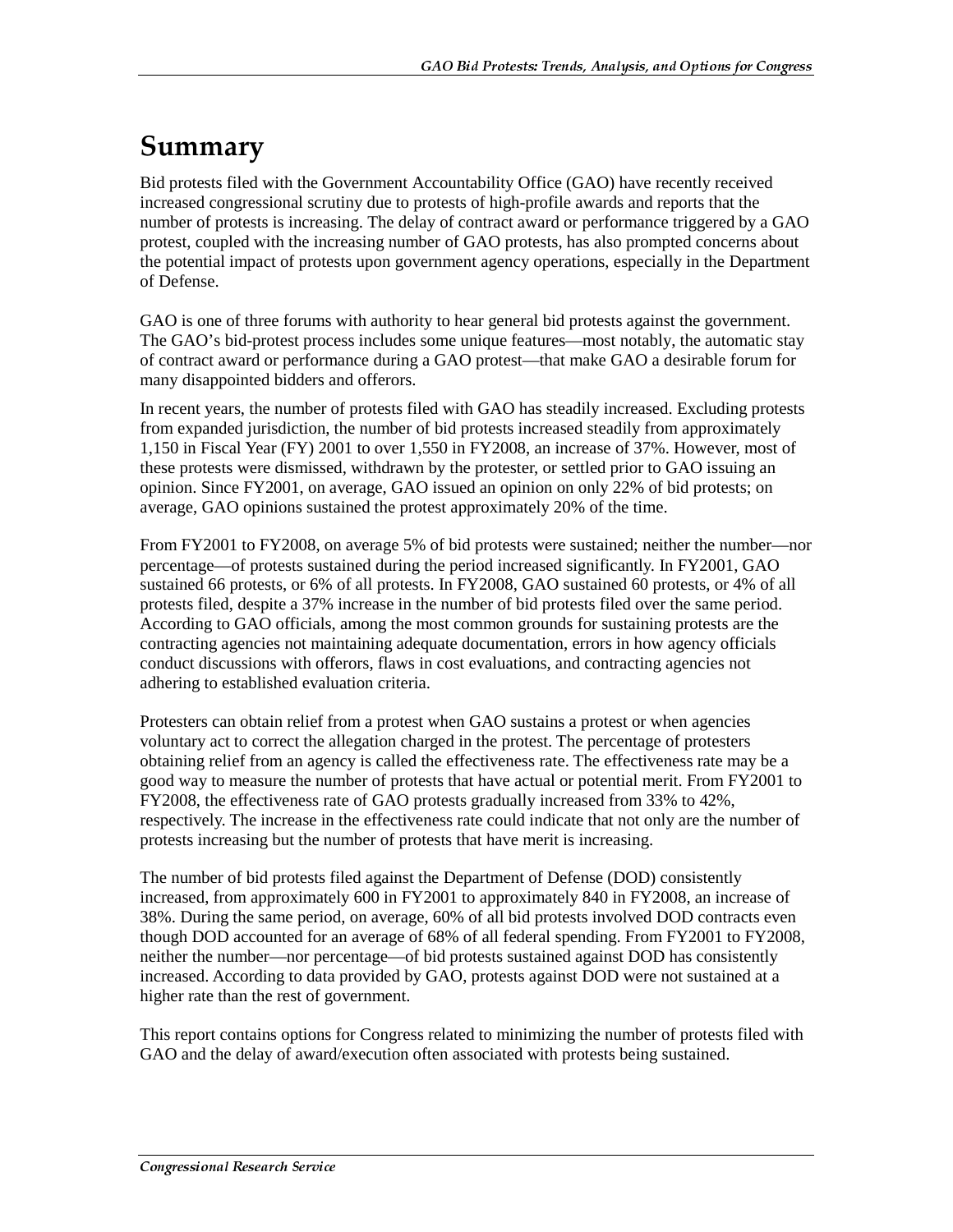# Summary

Bid protests filed with the Government Accountability Office (GAO) have recently received increased congressional scrutiny due to protests of high-profile awards and reports that the number of protests is increasing. The delay of contract award or performance triggered by a GAO protest, coupled with the increasing number of GAO protests, has also prompted concerns about the potential impact of protests upon government agency operations, especially in the Department of Defense.

GAO is one of three forums with authority to hear general bid protests against the government. The GAO's bid-protest process includes some unique features—most notably, the automatic stay of contract award or performance during a GAO protest—that make GAO a desirable forum for many disappointed bidders and offerors.

In recent years, the number of protests filed with GAO has steadily increased. Excluding protests from expanded jurisdiction, the number of bid protests increased steadily from approximately 1,150 in Fiscal Year (FY) 2001 to over 1,550 in FY2008, an increase of 37%. However, most of these protests were dismissed, withdrawn by the protester, or settled prior to GAO issuing an opinion. Since FY2001, on average, GAO issued an opinion on only 22% of bid protests; on average, GAO opinions sustained the protest approximately 20% of the time.

From FY2001 to FY2008, on average 5% of bid protests were sustained; neither the number—nor percentage—of protests sustained during the period increased significantly. In FY2001, GAO sustained 66 protests, or 6% of all protests. In FY2008, GAO sustained 60 protests, or 4% of all protests filed, despite a 37% increase in the number of bid protests filed over the same period. According to GAO officials, among the most common grounds for sustaining protests are the contracting agencies not maintaining adequate documentation, errors in how agency officials conduct discussions with offerors, flaws in cost evaluations, and contracting agencies not adhering to established evaluation criteria.

Protesters can obtain relief from a protest when GAO sustains a protest or when agencies voluntary act to correct the allegation charged in the protest. The percentage of protesters obtaining relief from an agency is called the effectiveness rate. The effectiveness rate may be a good way to measure the number of protests that have actual or potential merit. From FY2001 to FY2008, the effectiveness rate of GAO protests gradually increased from 33% to 42%, respectively. The increase in the effectiveness rate could indicate that not only are the number of protests increasing but the number of protests that have merit is increasing.

The number of bid protests filed against the Department of Defense (DOD) consistently increased, from approximately 600 in FY2001 to approximately 840 in FY2008, an increase of 38%. During the same period, on average, 60% of all bid protests involved DOD contracts even though DOD accounted for an average of 68% of all federal spending. From FY2001 to FY2008, neither the number—nor percentage—of bid protests sustained against DOD has consistently increased. According to data provided by GAO, protests against DOD were not sustained at a higher rate than the rest of government.

This report contains options for Congress related to minimizing the number of protests filed with GAO and the delay of award/execution often associated with protests being sustained.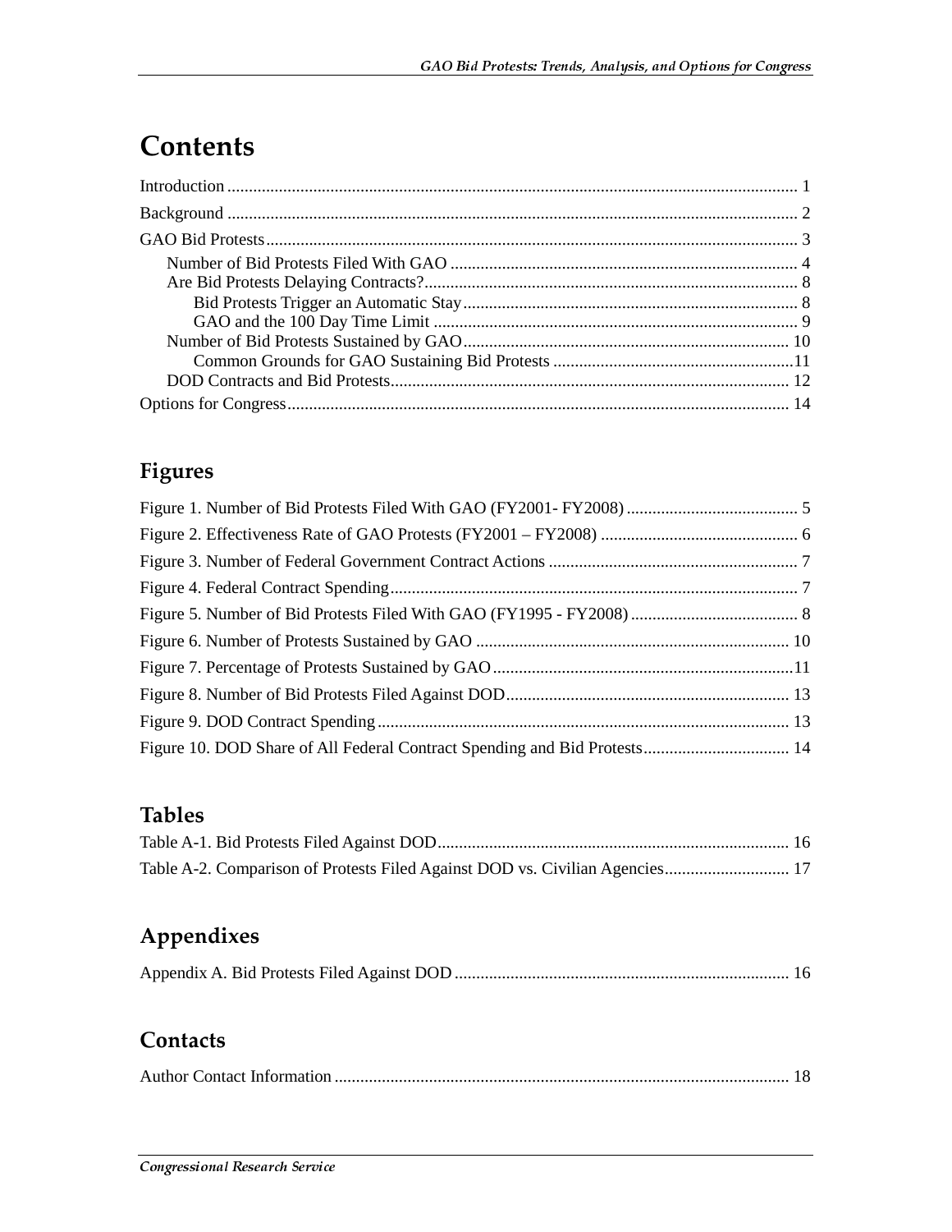# Contents

Introduction ... 1

Background ... 2

GAO Bid Protests ... 3

- Number of Bid Protests Filed With GAO ... 4
- Are Bid Protests Delaying Contracts? ... 8
  - Bid Protests Trigger an Automatic Stay ... 8
  - GAO and the 100 Day Time Limit ... 9
- Number of Bid Protests Sustained by GAO ... 10
  - Common Grounds for GAO Sustaining Bid Protests ... 11
- DOD Contracts and Bid Protests ... 12

Options for Congress ... 14

## Figures

Figure 1. Number of Bid Protests Filed With GAO (FY2001- FY2008) ... 5

Figure 2. Effectiveness Rate of GAO Protests (FY2001 – FY2008) ... 6

Figure 3. Number of Federal Government Contract Actions ... 7

Figure 4. Federal Contract Spending ... 7

Figure 5. Number of Bid Protests Filed With GAO (FY1995 - FY2008) ... 8

Figure 6. Number of Protests Sustained by GAO ... 10

Figure 7. Percentage of Protests Sustained by GAO ... 11

Figure 8. Number of Bid Protests Filed Against DOD ... 13

Figure 9. DOD Contract Spending ... 13

Figure 10. DOD Share of All Federal Contract Spending and Bid Protests ... 14

## Tables

Table A-1. Bid Protests Filed Against DOD ... 16

Table A-2. Comparison of Protests Filed Against DOD vs. Civilian Agencies ... 17

## Appendixes

Appendix A. Bid Protests Filed Against DOD ... 16

## Contacts

Author Contact Information ... 18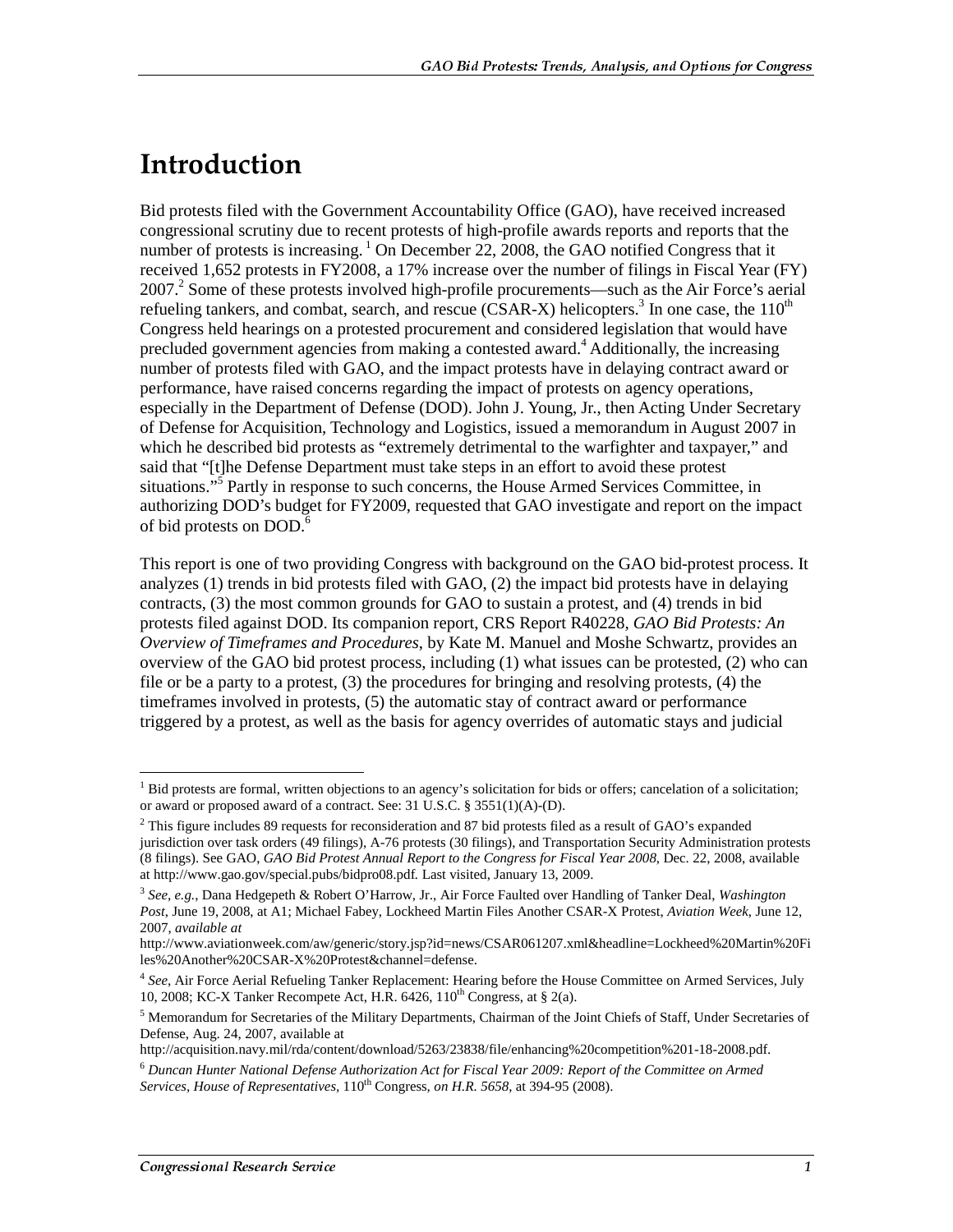# Introduction

Bid protests filed with the Government Accountability Office (GAO), have received increased congressional scrutiny due to recent protests of high-profile awards reports and reports that the number of protests is increasing.[1] On December 22, 2008, the GAO notified Congress that it received 1,652 protests in FY2008, a 17% increase over the number of filings in Fiscal Year (FY) 2007.[2] Some of these protests involved high-profile procurements—such as the Air Force's aerial refueling tankers, and combat, search, and rescue (CSAR-X) helicopters.[3] In one case, the 110th Congress held hearings on a protested procurement and considered legislation that would have precluded government agencies from making a contested award.[4] Additionally, the increasing number of protests filed with GAO, and the impact protests have in delaying contract award or performance, have raised concerns regarding the impact of protests on agency operations, especially in the Department of Defense (DOD). John J. Young, Jr., then Acting Under Secretary of Defense for Acquisition, Technology and Logistics, issued a memorandum in August 2007 in which he described bid protests as "extremely detrimental to the warfighter and taxpayer," and said that "[t]he Defense Department must take steps in an effort to avoid these protest situations."[5] Partly in response to such concerns, the House Armed Services Committee, in authorizing DOD's budget for FY2009, requested that GAO investigate and report on the impact of bid protests on DOD.[6]

This report is one of two providing Congress with background on the GAO bid-protest process. It analyzes (1) trends in bid protests filed with GAO, (2) the impact bid protests have in delaying contracts, (3) the most common grounds for GAO to sustain a protest, and (4) trends in bid protests filed against DOD. Its companion report, CRS Report R40228, *GAO Bid Protests: An Overview of Timeframes and Procedures*, by Kate M. Manuel and Moshe Schwartz, provides an overview of the GAO bid protest process, including (1) what issues can be protested, (2) who can file or be a party to a protest, (3) the procedures for bringing and resolving protests, (4) the timeframes involved in protests, (5) the automatic stay of contract award or performance triggered by a protest, as well as the basis for agency overrides of automatic stays and judicial

---

[1] Bid protests are formal, written objections to an agency's solicitation for bids or offers; cancelation of a solicitation; or award or proposed award of a contract. See: 31 U.S.C. § 3551(1)(A)-(D).

[2] This figure includes 89 requests for reconsideration and 87 bid protests filed as a result of GAO's expanded jurisdiction over task orders (49 filings), A-76 protests (30 filings), and Transportation Security Administration protests (8 filings). See GAO, *GAO Bid Protest Annual Report to the Congress for Fiscal Year 2008*, Dec. 22, 2008, available at http://www.gao.gov/special.pubs/bidpro08.pdf. Last visited, January 13, 2009.

[3] *See, e.g.*, Dana Hedgepeth & Robert O'Harrow, Jr., Air Force Faulted over Handling of Tanker Deal, *Washington Post*, June 19, 2008, at A1; Michael Fabey, Lockheed Martin Files Another CSAR-X Protest, *Aviation Week*, June 12, 2007, *available at* http://www.aviationweek.com/aw/generic/story.jsp?id=news/CSAR061207.xml&headline=Lockheed%20Martin%20Files%20Another%20CSAR-X%20Protest&channel=defense.

[4] *See*, Air Force Aerial Refueling Tanker Replacement: Hearing before the House Committee on Armed Services, July 10, 2008; KC-X Tanker Recompete Act, H.R. 6426, 110th Congress, at § 2(a).

[5] Memorandum for Secretaries of the Military Departments, Chairman of the Joint Chiefs of Staff, Under Secretaries of Defense, Aug. 24, 2007, available at http://acquisition.navy.mil/rda/content/download/5263/23838/file/enhancing%20competition%201-18-2008.pdf.

[6] *Duncan Hunter National Defense Authorization Act for Fiscal Year 2009: Report of the Committee on Armed Services, House of Representatives*, 110th Congress, *on H.R. 5658*, at 394-95 (2008).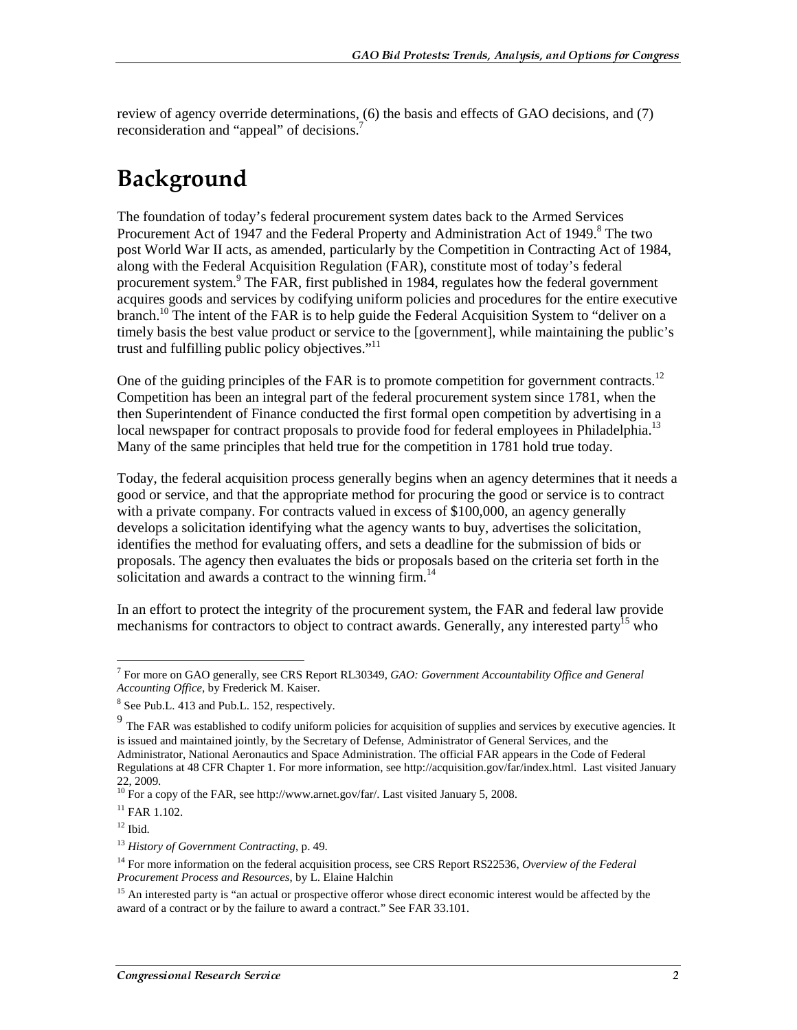review of agency override determinations, (6) the basis and effects of GAO decisions, and (7) reconsideration and "appeal" of decisions.[7]

# Background

The foundation of today's federal procurement system dates back to the Armed Services Procurement Act of 1947 and the Federal Property and Administration Act of 1949.[8] The two post World War II acts, as amended, particularly by the Competition in Contracting Act of 1984, along with the Federal Acquisition Regulation (FAR), constitute most of today's federal procurement system.[9] The FAR, first published in 1984, regulates how the federal government acquires goods and services by codifying uniform policies and procedures for the entire executive branch.[10] The intent of the FAR is to help guide the Federal Acquisition System to "deliver on a timely basis the best value product or service to the [government], while maintaining the public's trust and fulfilling public policy objectives."[11]

One of the guiding principles of the FAR is to promote competition for government contracts.[12] Competition has been an integral part of the federal procurement system since 1781, when the then Superintendent of Finance conducted the first formal open competition by advertising in a local newspaper for contract proposals to provide food for federal employees in Philadelphia.[13] Many of the same principles that held true for the competition in 1781 hold true today.

Today, the federal acquisition process generally begins when an agency determines that it needs a good or service, and that the appropriate method for procuring the good or service is to contract with a private company. For contracts valued in excess of $100,000, an agency generally develops a solicitation identifying what the agency wants to buy, advertises the solicitation, identifies the method for evaluating offers, and sets a deadline for the submission of bids or proposals. The agency then evaluates the bids or proposals based on the criteria set forth in the solicitation and awards a contract to the winning firm.[14]

In an effort to protect the integrity of the procurement system, the FAR and federal law provide mechanisms for contractors to object to contract awards. Generally, any interested party[15] who

---

[7] For more on GAO generally, see CRS Report RL30349, *GAO: Government Accountability Office and General Accounting Office*, by Frederick M. Kaiser.

[8] See Pub.L. 413 and Pub.L. 152, respectively.

[9] The FAR was established to codify uniform policies for acquisition of supplies and services by executive agencies. It is issued and maintained jointly, by the Secretary of Defense, Administrator of General Services, and the Administrator, National Aeronautics and Space Administration. The official FAR appears in the Code of Federal Regulations at 48 CFR Chapter 1. For more information, see http://acquisition.gov/far/index.html. Last visited January 22, 2009.

[10] For a copy of the FAR, see http://www.arnet.gov/far/. Last visited January 5, 2008.

[11] FAR 1.102.

[12] Ibid.

[13] *History of Government Contracting*, p. 49.

[14] For more information on the federal acquisition process, see CRS Report RS22536, *Overview of the Federal Procurement Process and Resources*, by L. Elaine Halchin

[15] An interested party is "an actual or prospective offeror whose direct economic interest would be affected by the award of a contract or by the failure to award a contract." See FAR 33.101.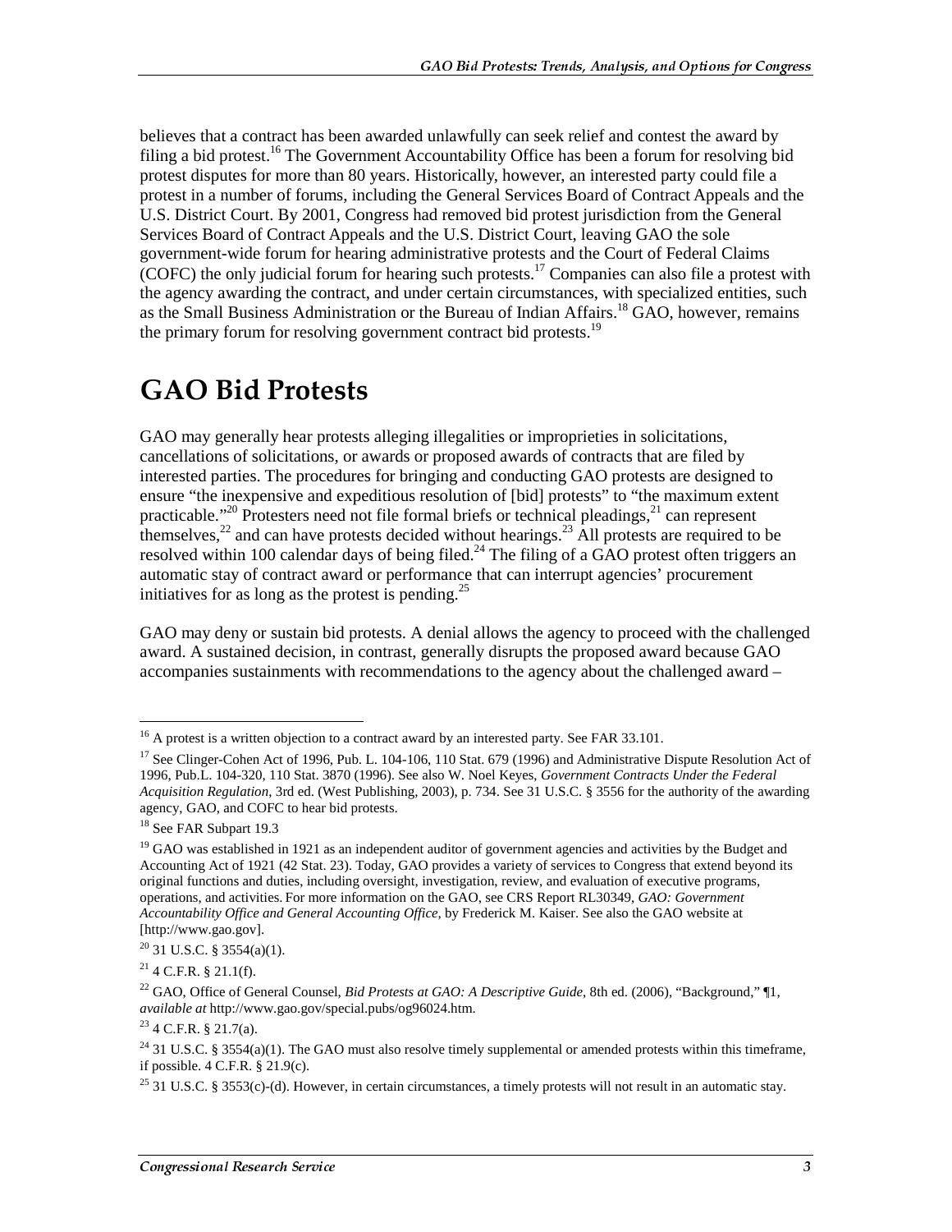believes that a contract has been awarded unlawfully can seek relief and contest the award by filing a bid protest.[16] The Government Accountability Office has been a forum for resolving bid protest disputes for more than 80 years. Historically, however, an interested party could file a protest in a number of forums, including the General Services Board of Contract Appeals and the U.S. District Court. By 2001, Congress had removed bid protest jurisdiction from the General Services Board of Contract Appeals and the U.S. District Court, leaving GAO the sole government-wide forum for hearing administrative protests and the Court of Federal Claims (COFC) the only judicial forum for hearing such protests.[17] Companies can also file a protest with the agency awarding the contract, and under certain circumstances, with specialized entities, such as the Small Business Administration or the Bureau of Indian Affairs.[18] GAO, however, remains the primary forum for resolving government contract bid protests.[19]

# GAO Bid Protests

GAO may generally hear protests alleging illegalities or improprieties in solicitations, cancellations of solicitations, or awards or proposed awards of contracts that are filed by interested parties. The procedures for bringing and conducting GAO protests are designed to ensure "the inexpensive and expeditious resolution of [bid] protests" to "the maximum extent practicable."[20] Protesters need not file formal briefs or technical pleadings,[21] can represent themselves,[22] and can have protests decided without hearings.[23] All protests are required to be resolved within 100 calendar days of being filed.[24] The filing of a GAO protest often triggers an automatic stay of contract award or performance that can interrupt agencies' procurement initiatives for as long as the protest is pending.[25]

GAO may deny or sustain bid protests. A denial allows the agency to proceed with the challenged award. A sustained decision, in contrast, generally disrupts the proposed award because GAO accompanies sustainments with recommendations to the agency about the challenged award –

---

[16] A protest is a written objection to a contract award by an interested party. See FAR 33.101.

[17] See Clinger-Cohen Act of 1996, Pub. L. 104-106, 110 Stat. 679 (1996) and Administrative Dispute Resolution Act of 1996, Pub.L. 104-320, 110 Stat. 3870 (1996). See also W. Noel Keyes, *Government Contracts Under the Federal Acquisition Regulation*, 3rd ed. (West Publishing, 2003), p. 734. See 31 U.S.C. § 3556 for the authority of the awarding agency, GAO, and COFC to hear bid protests.

[18] See FAR Subpart 19.3

[19] GAO was established in 1921 as an independent auditor of government agencies and activities by the Budget and Accounting Act of 1921 (42 Stat. 23). Today, GAO provides a variety of services to Congress that extend beyond its original functions and duties, including oversight, investigation, review, and evaluation of executive programs, operations, and activities. For more information on the GAO, see CRS Report RL30349, *GAO: Government Accountability Office and General Accounting Office*, by Frederick M. Kaiser. See also the GAO website at [http://www.gao.gov].

[20] 31 U.S.C. § 3554(a)(1).

[21] 4 C.F.R. § 21.1(f).

[22] GAO, Office of General Counsel, *Bid Protests at GAO: A Descriptive Guide*, 8th ed. (2006), "Background," ¶1, *available at* http://www.gao.gov/special.pubs/og96024.htm.

[23] 4 C.F.R. § 21.7(a).

[24] 31 U.S.C. § 3554(a)(1). The GAO must also resolve timely supplemental or amended protests within this timeframe, if possible. 4 C.F.R. § 21.9(c).

[25] 31 U.S.C. § 3553(c)-(d). However, in certain circumstances, a timely protests will not result in an automatic stay.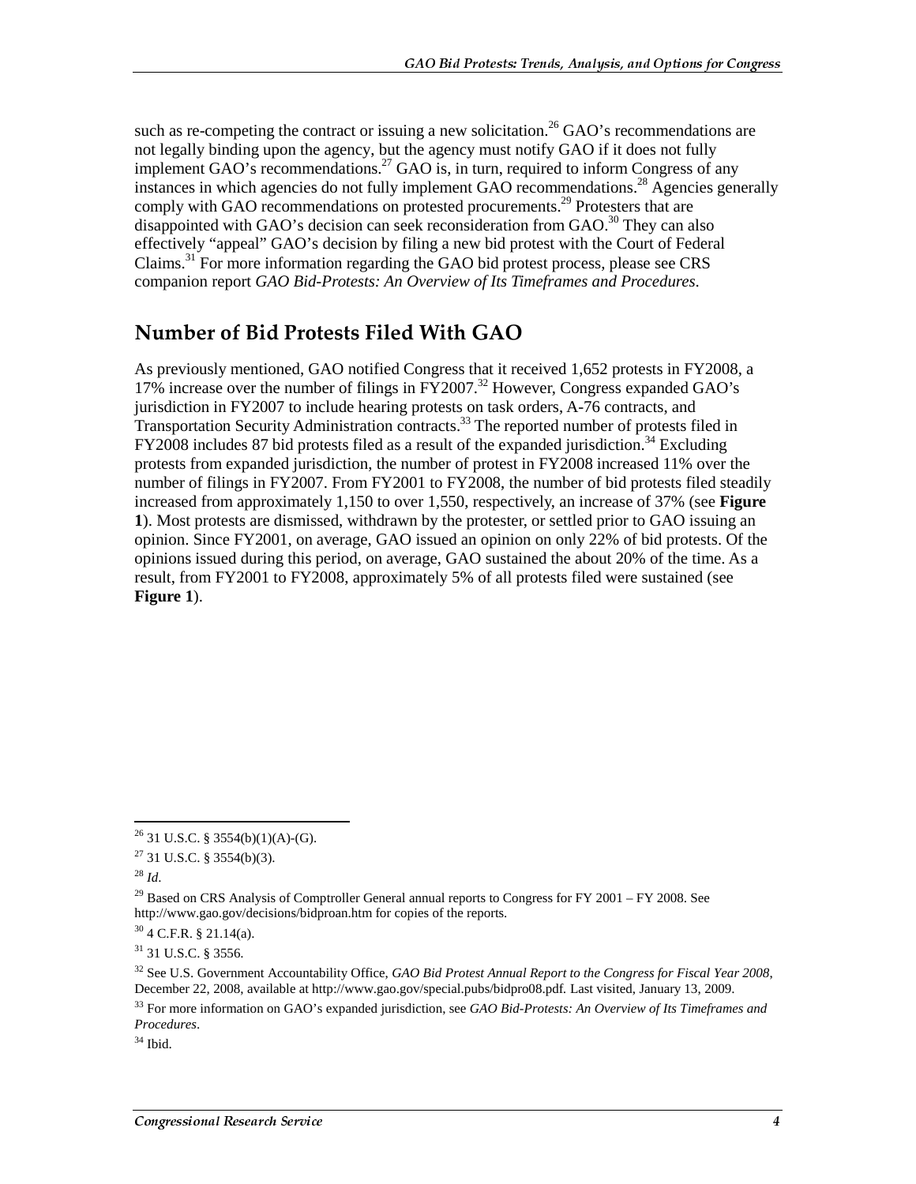such as re-competing the contract or issuing a new solicitation.[26] GAO's recommendations are not legally binding upon the agency, but the agency must notify GAO if it does not fully implement GAO's recommendations.[27] GAO is, in turn, required to inform Congress of any instances in which agencies do not fully implement GAO recommendations.[28] Agencies generally comply with GAO recommendations on protested procurements.[29] Protesters that are disappointed with GAO's decision can seek reconsideration from GAO.[30] They can also effectively "appeal" GAO's decision by filing a new bid protest with the Court of Federal Claims.[31] For more information regarding the GAO bid protest process, please see CRS companion report *GAO Bid-Protests: An Overview of Its Timeframes and Procedures*.

## Number of Bid Protests Filed With GAO

As previously mentioned, GAO notified Congress that it received 1,652 protests in FY2008, a 17% increase over the number of filings in FY2007.[32] However, Congress expanded GAO's jurisdiction in FY2007 to include hearing protests on task orders, A-76 contracts, and Transportation Security Administration contracts.[33] The reported number of protests filed in FY2008 includes 87 bid protests filed as a result of the expanded jurisdiction.[34] Excluding protests from expanded jurisdiction, the number of protest in FY2008 increased 11% over the number of filings in FY2007. From FY2001 to FY2008, the number of bid protests filed steadily increased from approximately 1,150 to over 1,550, respectively, an increase of 37% (see **Figure 1**). Most protests are dismissed, withdrawn by the protester, or settled prior to GAO issuing an opinion. Since FY2001, on average, GAO issued an opinion on only 22% of bid protests. Of the opinions issued during this period, on average, GAO sustained the about 20% of the time. As a result, from FY2001 to FY2008, approximately 5% of all protests filed were sustained (see **Figure 1**).

---

[26] 31 U.S.C. § 3554(b)(1)(A)-(G).

[27] 31 U.S.C. § 3554(b)(3).

[28] *Id*.

[29] Based on CRS Analysis of Comptroller General annual reports to Congress for FY 2001 – FY 2008. See http://www.gao.gov/decisions/bidproan.htm for copies of the reports.

[30] 4 C.F.R. § 21.14(a).

[31] 31 U.S.C. § 3556.

[32] See U.S. Government Accountability Office, *GAO Bid Protest Annual Report to the Congress for Fiscal Year 2008*, December 22, 2008, available at http://www.gao.gov/special.pubs/bidpro08.pdf. Last visited, January 13, 2009.

[33] For more information on GAO's expanded jurisdiction, see *GAO Bid-Protests: An Overview of Its Timeframes and Procedures*.

[34] Ibid.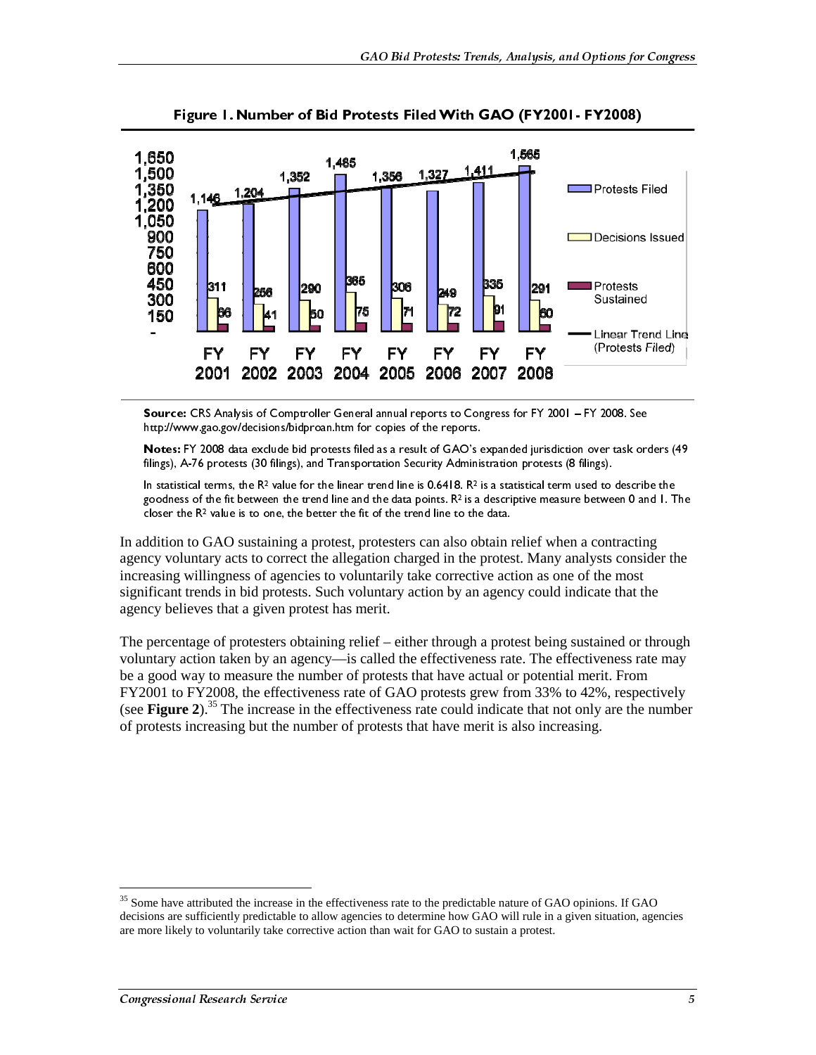**Figure 1. Number of Bid Protests Filed With GAO (FY2001- FY2008)**

| | FY 2001 | FY 2002 | FY 2003 | FY 2004 | FY 2005 | FY 2006 | FY 2007 | FY 2008 |
|---|---|---|---|---|---|---|---|---|
| Protests Filed | 1,146 | 1,204 | 1,352 | 1,485 | 1,356 | 1,327 | 1,411 | 1,565 |
| Decisions Issued | 311 | 256 | 290 | 365 | 306 | 249 | 335 | 291 |
| Protests Sustained | 66 | 41 | 50 | 75 | 71 | 72 | 91 | 60 |

**Source:** CRS Analysis of Comptroller General annual reports to Congress for FY 2001 – FY 2008. See http://www.gao.gov/decisions/bidpro/bidproan.htm for copies of the reports.

**Notes:** FY 2008 data exclude bid protests filed as a result of GAO's expanded jurisdiction over task orders (49 filings), A-76 protests (30 filings), and Transportation Security Administration protests (8 filings).

In statistical terms, the $R^2$ value for the linear trend line is 0.6418. $R^2$ is a statistical term used to describe the goodness of the fit between the trend line and the data points. $R^2$ is a descriptive measure between 0 and 1. The closer the $R^2$ value is to one, the better the fit of the trend line to the data.

In addition to GAO sustaining a protest, protesters can also obtain relief when a contracting agency voluntary acts to correct the allegation charged in the protest. Many analysts consider the increasing willingness of agencies to voluntarily take corrective action as one of the most significant trends in bid protests. Such voluntary action by an agency could indicate that the agency believes that a given protest has merit.

The percentage of protesters obtaining relief – either through a protest being sustained or through voluntary action taken by an agency—is called the effectiveness rate. The effectiveness rate may be a good way to measure the number of protests that have actual or potential merit. From FY2001 to FY2008, the effectiveness rate of GAO protests grew from 33% to 42%, respectively (see **Figure 2**).[35] The increase in the effectiveness rate could indicate that not only are the number of protests increasing but the number of protests that have merit is also increasing.

[35] Some have attributed the increase in the effectiveness rate to the predictable nature of GAO opinions. If GAO decisions are sufficiently predictable to allow agencies to determine how GAO will rule in a given situation, agencies are more likely to voluntarily take corrective action than wait for GAO to sustain a protest.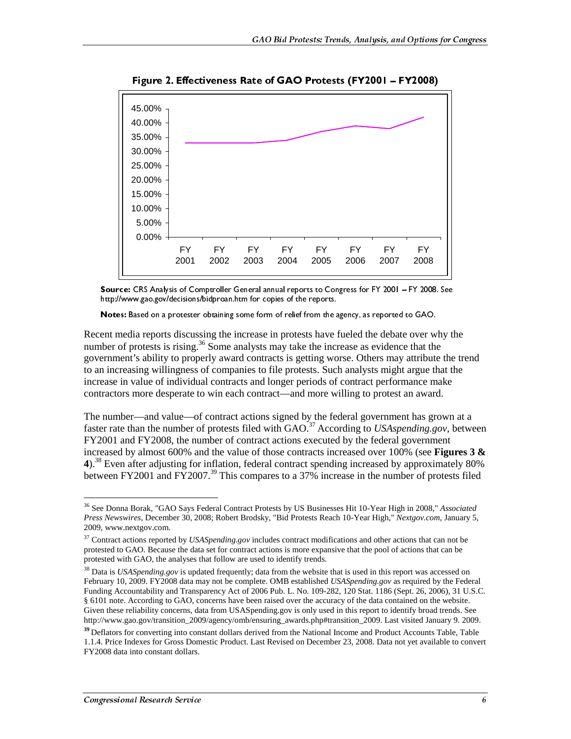**Figure 2. Effectiveness Rate of GAO Protests (FY2001 – FY2008)**

**Source:** CRS Analysis of Comptroller General annual reports to Congress for FY 2001 – FY 2008. See http://www.gao.gov/decisions/bidproan.htm for copies of the reports.

**Notes:** Based on a protester obtaining some form of relief from the agency, as reported to GAO.

Recent media reports discussing the increase in protests have fueled the debate over why the number of protests is rising.[36] Some analysts may take the increase as evidence that the government's ability to properly award contracts is getting worse. Others may attribute the trend to an increasing willingness of companies to file protests. Such analysts might argue that the increase in value of individual contracts and longer periods of contract performance make contractors more desperate to win each contract—and more willing to protest an award.

The number—and value—of contract actions signed by the federal government has grown at a faster rate than the number of protests filed with GAO.[37] According to *USAspending.gov*, between FY2001 and FY2008, the number of contract actions executed by the federal government increased by almost 600% and the value of those contracts increased over 100% (see **Figures 3 & 4**).[38] Even after adjusting for inflation, federal contract spending increased by approximately 80% between FY2001 and FY2007.[39] This compares to a 37% increase in the number of protests filed

---

[36] See Donna Borak, "GAO Says Federal Contract Protests by US Businesses Hit 10-Year High in 2008," *Associated Press Newswires*, December 30, 2008; Robert Brodsky, "Bid Protests Reach 10-Year High," *Nextgov.com*, January 5, 2009, www.nextgov.com.

[37] Contract actions reported by *USASpending.gov* includes contract modifications and other actions that can not be protested to GAO. Because the data set for contract actions is more expansive that the pool of actions that can be protested with GAO, the analyses that follow are used to identify trends.

[38] Data is *USASpending.gov* is updated frequently; data from the website that is used in this report was accessed on February 10, 2009. FY2008 data may not be complete. OMB established *USASpending.gov* as required by the Federal Funding Accountability and Transparency Act of 2006 Pub. L. No. 109-282, 120 Stat. 1186 (Sept. 26, 2006), 31 U.S.C. § 6101 note. According to GAO, concerns have been raised over the accuracy of the data contained on the website. Given these reliability concerns, data from USASpending.gov is only used in this report to identify broad trends. See http://www.gao.gov/transition_2009/agency/omb/ensuring_awards.php#transition_2009. Last visited January 9. 2009.

[39] Deflators for converting into constant dollars derived from the National Income and Product Accounts Table, Table 1.1.4. Price Indexes for Gross Domestic Product. Last Revised on December 23, 2008. Data not yet available to convert FY2008 data into constant dollars.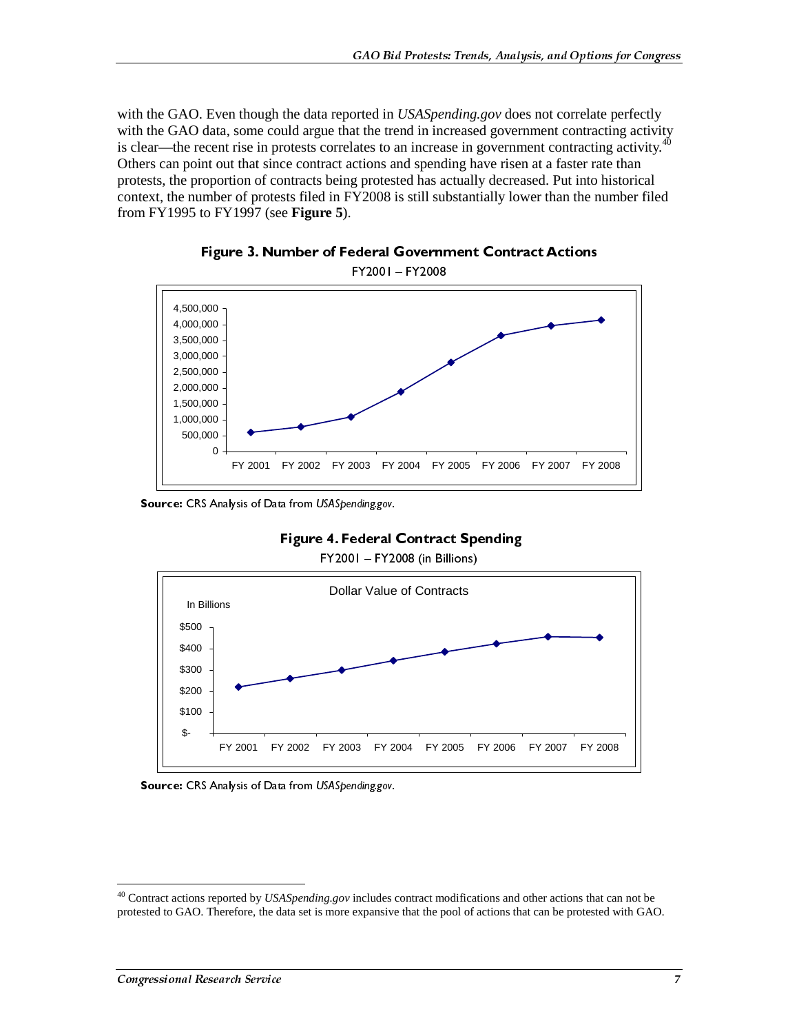with the GAO. Even though the data reported in *USASpending.gov* does not correlate perfectly with the GAO data, some could argue that the trend in increased government contracting activity is clear—the recent rise in protests correlates to an increase in government contracting activity.[40] Others can point out that since contract actions and spending have risen at a faster rate than protests, the proportion of contracts being protested has actually decreased. Put into historical context, the number of protests filed in FY2008 is still substantially lower than the number filed from FY1995 to FY1997 (see **Figure 5**).

**Figure 3. Number of Federal Government Contract Actions**

FY2001 – FY2008

**Source:** CRS Analysis of Data from *USASpending.gov*.

**Figure 4. Federal Contract Spending**

FY2001 – FY2008 (in Billions)

**Source:** CRS Analysis of Data from *USASpending.gov*.

[40] Contract actions reported by *USASpending.gov* includes contract modifications and other actions that can not be protested to GAO. Therefore, the data set is more expansive that the pool of actions that can be protested with GAO.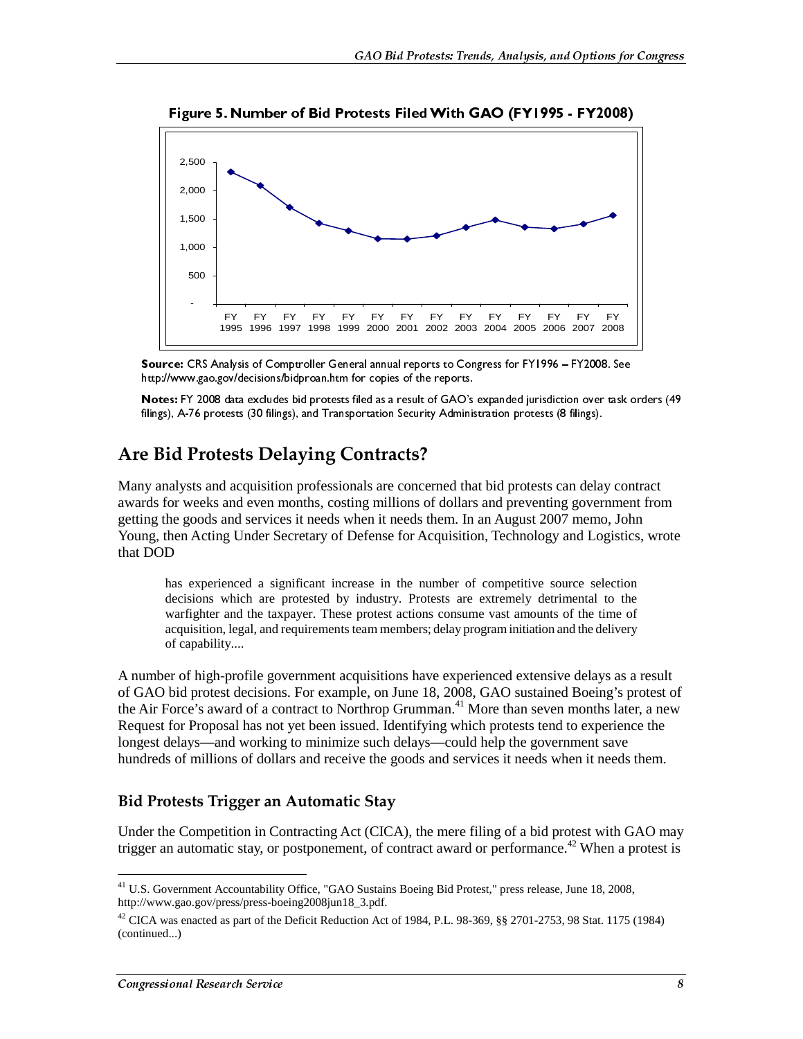**Figure 5. Number of Bid Protests Filed With GAO (FY1995 - FY2008)**

**Source:** CRS Analysis of Comptroller General annual reports to Congress for FY1996 – FY2008. See http://www.gao.gov/decisions/bidproan.htm for copies of the reports.

**Notes:** FY 2008 data excludes bid protests filed as a result of GAO's expanded jurisdiction over task orders (49 filings), A-76 protests (30 filings), and Transportation Security Administration protests (8 filings).

## Are Bid Protests Delaying Contracts?

Many analysts and acquisition professionals are concerned that bid protests can delay contract awards for weeks and even months, costing millions of dollars and preventing government from getting the goods and services it needs when it needs them. In an August 2007 memo, John Young, then Acting Under Secretary of Defense for Acquisition, Technology and Logistics, wrote that DOD

> has experienced a significant increase in the number of competitive source selection decisions which are protested by industry. Protests are extremely detrimental to the warfighter and the taxpayer. These protest actions consume vast amounts of the time of acquisition, legal, and requirements team members; delay program initiation and the delivery of capability....

A number of high-profile government acquisitions have experienced extensive delays as a result of GAO bid protest decisions. For example, on June 18, 2008, GAO sustained Boeing's protest of the Air Force's award of a contract to Northrop Grumman.[41] More than seven months later, a new Request for Proposal has not yet been issued. Identifying which protests tend to experience the longest delays—and working to minimize such delays—could help the government save hundreds of millions of dollars and receive the goods and services it needs when it needs them.

### Bid Protests Trigger an Automatic Stay

Under the Competition in Contracting Act (CICA), the mere filing of a bid protest with GAO may trigger an automatic stay, or postponement, of contract award or performance.[42] When a protest is

[41] U.S. Government Accountability Office, "GAO Sustains Boeing Bid Protest," press release, June 18, 2008, http://www.gao.gov/press/press-boeing2008jun18_3.pdf.

[42] CICA was enacted as part of the Deficit Reduction Act of 1984, P.L. 98-369, §§ 2701-2753, 98 Stat. 1175 (1984) (continued...)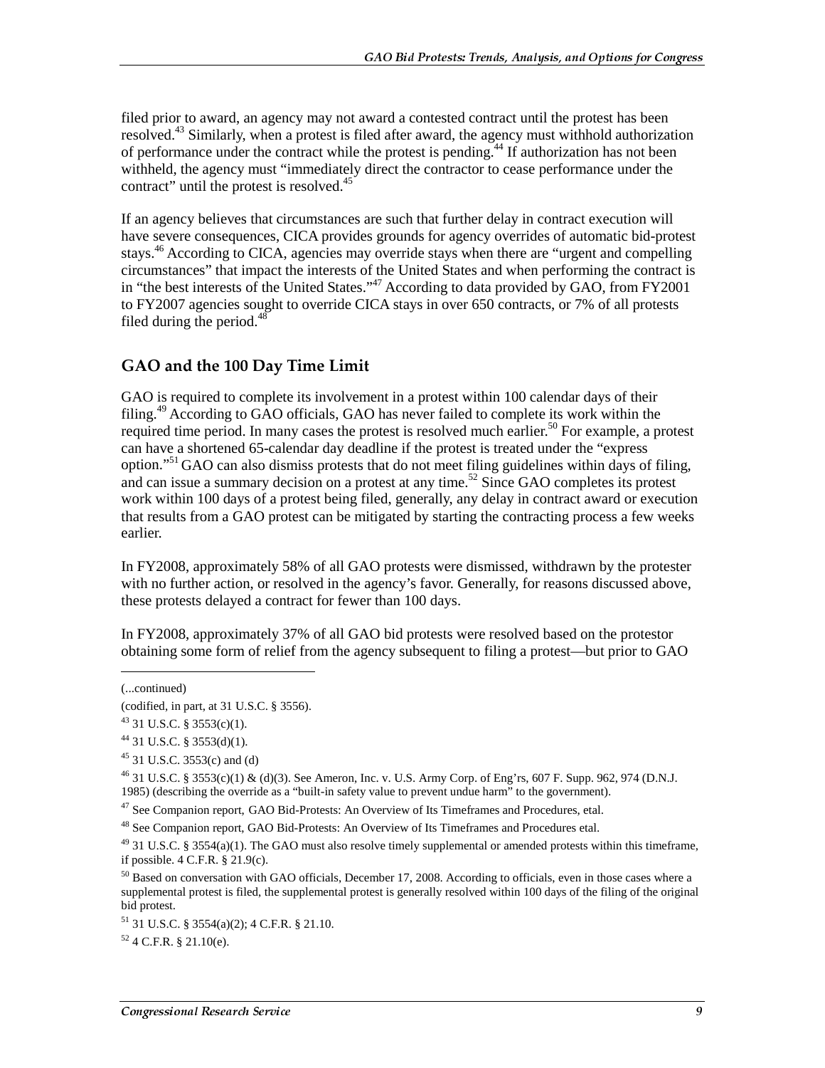filed prior to award, an agency may not award a contested contract until the protest has been resolved.[43] Similarly, when a protest is filed after award, the agency must withhold authorization of performance under the contract while the protest is pending.[44] If authorization has not been withheld, the agency must "immediately direct the contractor to cease performance under the contract" until the protest is resolved.[45]

If an agency believes that circumstances are such that further delay in contract execution will have severe consequences, CICA provides grounds for agency overrides of automatic bid-protest stays.[46] According to CICA, agencies may override stays when there are "urgent and compelling circumstances" that impact the interests of the United States and when performing the contract is in "the best interests of the United States."[47] According to data provided by GAO, from FY2001 to FY2007 agencies sought to override CICA stays in over 650 contracts, or 7% of all protests filed during the period.[48]

## GAO and the 100 Day Time Limit

GAO is required to complete its involvement in a protest within 100 calendar days of their filing.[49] According to GAO officials, GAO has never failed to complete its work within the required time period. In many cases the protest is resolved much earlier.[50] For example, a protest can have a shortened 65-calendar day deadline if the protest is treated under the "express option."[51] GAO can also dismiss protests that do not meet filing guidelines within days of filing, and can issue a summary decision on a protest at any time.[52] Since GAO completes its protest work within 100 days of a protest being filed, generally, any delay in contract award or execution that results from a GAO protest can be mitigated by starting the contracting process a few weeks earlier.

In FY2008, approximately 58% of all GAO protests were dismissed, withdrawn by the protester with no further action, or resolved in the agency's favor. Generally, for reasons discussed above, these protests delayed a contract for fewer than 100 days.

In FY2008, approximately 37% of all GAO bid protests were resolved based on the protestor obtaining some form of relief from the agency subsequent to filing a protest—but prior to GAO

---

(...continued)

(codified, in part, at 31 U.S.C. § 3556).

[43] 31 U.S.C. § 3553(c)(1).

[44] 31 U.S.C. § 3553(d)(1).

[45] 31 U.S.C. 3553(c) and (d)

[46] 31 U.S.C. § 3553(c)(1) & (d)(3). See Ameron, Inc. v. U.S. Army Corp. of Eng'rs, 607 F. Supp. 962, 974 (D.N.J. 1985) (describing the override as a "built-in safety value to prevent undue harm" to the government).

[47] See Companion report, GAO Bid-Protests: An Overview of Its Timeframes and Procedures, etal.

[48] See Companion report, GAO Bid-Protests: An Overview of Its Timeframes and Procedures etal.

[49] 31 U.S.C. § 3554(a)(1). The GAO must also resolve timely supplemental or amended protests within this timeframe, if possible. 4 C.F.R. § 21.9(c).

[50] Based on conversation with GAO officials, December 17, 2008. According to officials, even in those cases where a supplemental protest is filed, the supplemental protest is generally resolved within 100 days of the filing of the original bid protest.

[51] 31 U.S.C. § 3554(a)(2); 4 C.F.R. § 21.10.

[52] 4 C.F.R. § 21.10(e).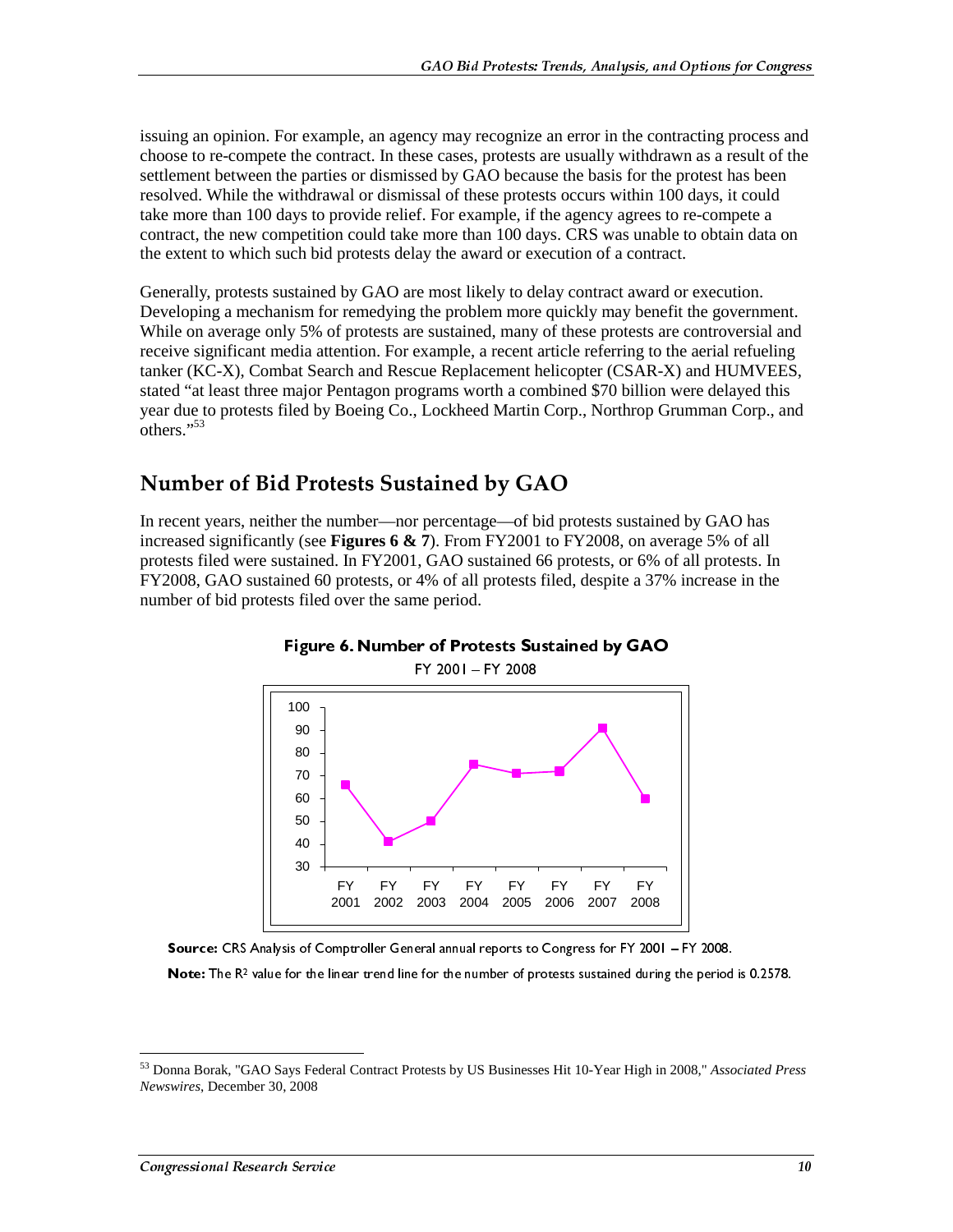issuing an opinion. For example, an agency may recognize an error in the contracting process and choose to re-compete the contract. In these cases, protests are usually withdrawn as a result of the settlement between the parties or dismissed by GAO because the basis for the protest has been resolved. While the withdrawal or dismissal of these protests occurs within 100 days, it could take more than 100 days to provide relief. For example, if the agency agrees to re-compete a contract, the new competition could take more than 100 days. CRS was unable to obtain data on the extent to which such bid protests delay the award or execution of a contract.

Generally, protests sustained by GAO are most likely to delay contract award or execution. Developing a mechanism for remedying the problem more quickly may benefit the government. While on average only 5% of protests are sustained, many of these protests are controversial and receive significant media attention. For example, a recent article referring to the aerial refueling tanker (KC-X), Combat Search and Rescue Replacement helicopter (CSAR-X) and HUMVEES, stated "at least three major Pentagon programs worth a combined $70 billion were delayed this year due to protests filed by Boeing Co., Lockheed Martin Corp., Northrop Grumman Corp., and others."[53]

## Number of Bid Protests Sustained by GAO

In recent years, neither the number—nor percentage—of bid protests sustained by GAO has increased significantly (see **Figures 6 & 7**). From FY2001 to FY2008, on average 5% of all protests filed were sustained. In FY2001, GAO sustained 66 protests, or 6% of all protests. In FY2008, GAO sustained 60 protests, or 4% of all protests filed, despite a 37% increase in the number of bid protests filed over the same period.

**Figure 6. Number of Protests Sustained by GAO**

FY 2001 – FY 2008

| FY 2001 | FY 2002 | FY 2003 | FY 2004 | FY 2005 | FY 2006 | FY 2007 | FY 2008 |
|---|---|---|---|---|---|---|---|
| 66 | 41 | 50 | 75 | 71 | 72 | 91 | 60 |

**Source:** CRS Analysis of Comptroller General annual reports to Congress for FY 2001 – FY 2008.

**Note:** The $R^2$ value for the linear trend line for the number of protests sustained during the period is 0.2578.

---

[53] Donna Borak, "GAO Says Federal Contract Protests by US Businesses Hit 10-Year High in 2008," *Associated Press Newswires*, December 30, 2008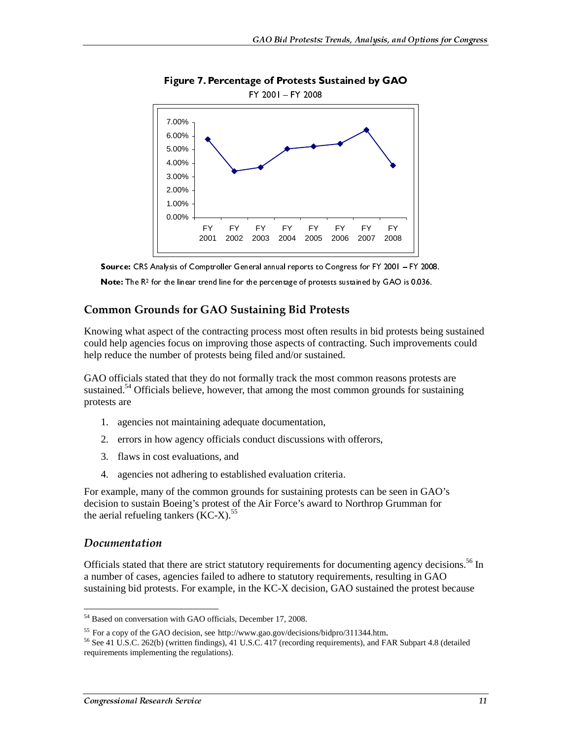**Figure 7. Percentage of Protests Sustained by GAO**

FY 2001 – FY 2008

**Source:** CRS Analysis of Comptroller General annual reports to Congress for FY 2001 – FY 2008.

**Note:** The $R^2$ for the linear trend line for the percentage of protests sustained by GAO is 0.036.

## Common Grounds for GAO Sustaining Bid Protests

Knowing what aspect of the contracting process most often results in bid protests being sustained could help agencies focus on improving those aspects of contracting. Such improvements could help reduce the number of protests being filed and/or sustained.

GAO officials stated that they do not formally track the most common reasons protests are sustained.[54] Officials believe, however, that among the most common grounds for sustaining protests are

1. agencies not maintaining adequate documentation,
2. errors in how agency officials conduct discussions with offerors,
3. flaws in cost evaluations, and
4. agencies not adhering to established evaluation criteria.

For example, many of the common grounds for sustaining protests can be seen in GAO's decision to sustain Boeing's protest of the Air Force's award to Northrop Grumman for the aerial refueling tankers (KC-X).[55]

### *Documentation*

Officials stated that there are strict statutory requirements for documenting agency decisions.[56] In a number of cases, agencies failed to adhere to statutory requirements, resulting in GAO sustaining bid protests. For example, in the KC-X decision, GAO sustained the protest because

---

[54] Based on conversation with GAO officials, December 17, 2008.

[55] For a copy of the GAO decision, see http://www.gao.gov/decisions/bidpro/311344.htm.

[56] See 41 U.S.C. 262(b) (written findings), 41 U.S.C. 417 (recording requirements), and FAR Subpart 4.8 (detailed requirements implementing the regulations).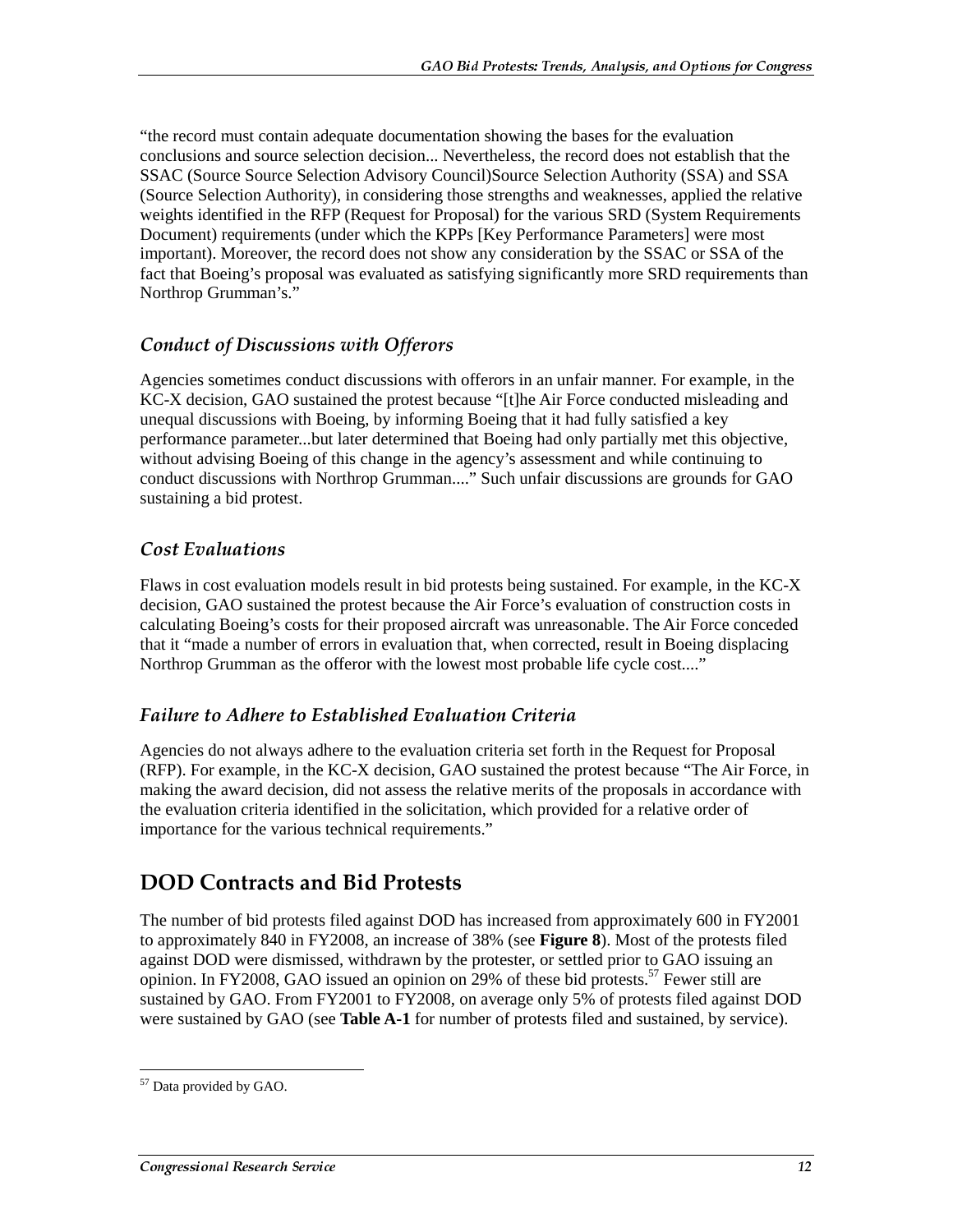"the record must contain adequate documentation showing the bases for the evaluation conclusions and source selection decision... Nevertheless, the record does not establish that the SSAC (Source Source Selection Advisory Council)Source Selection Authority (SSA) and SSA (Source Selection Authority), in considering those strengths and weaknesses, applied the relative weights identified in the RFP (Request for Proposal) for the various SRD (System Requirements Document) requirements (under which the KPPs [Key Performance Parameters] were most important). Moreover, the record does not show any consideration by the SSAC or SSA of the fact that Boeing's proposal was evaluated as satisfying significantly more SRD requirements than Northrop Grumman's."

### *Conduct of Discussions with Offerors*

Agencies sometimes conduct discussions with offerors in an unfair manner. For example, in the KC-X decision, GAO sustained the protest because "[t]he Air Force conducted misleading and unequal discussions with Boeing, by informing Boeing that it had fully satisfied a key performance parameter...but later determined that Boeing had only partially met this objective, without advising Boeing of this change in the agency's assessment and while continuing to conduct discussions with Northrop Grumman...." Such unfair discussions are grounds for GAO sustaining a bid protest.

### *Cost Evaluations*

Flaws in cost evaluation models result in bid protests being sustained. For example, in the KC-X decision, GAO sustained the protest because the Air Force's evaluation of construction costs in calculating Boeing's costs for their proposed aircraft was unreasonable. The Air Force conceded that it "made a number of errors in evaluation that, when corrected, result in Boeing displacing Northrop Grumman as the offeror with the lowest most probable life cycle cost...."

### *Failure to Adhere to Established Evaluation Criteria*

Agencies do not always adhere to the evaluation criteria set forth in the Request for Proposal (RFP). For example, in the KC-X decision, GAO sustained the protest because "The Air Force, in making the award decision, did not assess the relative merits of the proposals in accordance with the evaluation criteria identified in the solicitation, which provided for a relative order of importance for the various technical requirements."

## DOD Contracts and Bid Protests

The number of bid protests filed against DOD has increased from approximately 600 in FY2001 to approximately 840 in FY2008, an increase of 38% (see **Figure 8**). Most of the protests filed against DOD were dismissed, withdrawn by the protester, or settled prior to GAO issuing an opinion. In FY2008, GAO issued an opinion on 29% of these bid protests.[57] Fewer still are sustained by GAO. From FY2001 to FY2008, on average only 5% of protests filed against DOD were sustained by GAO (see **Table A-1** for number of protests filed and sustained, by service).

[57] Data provided by GAO.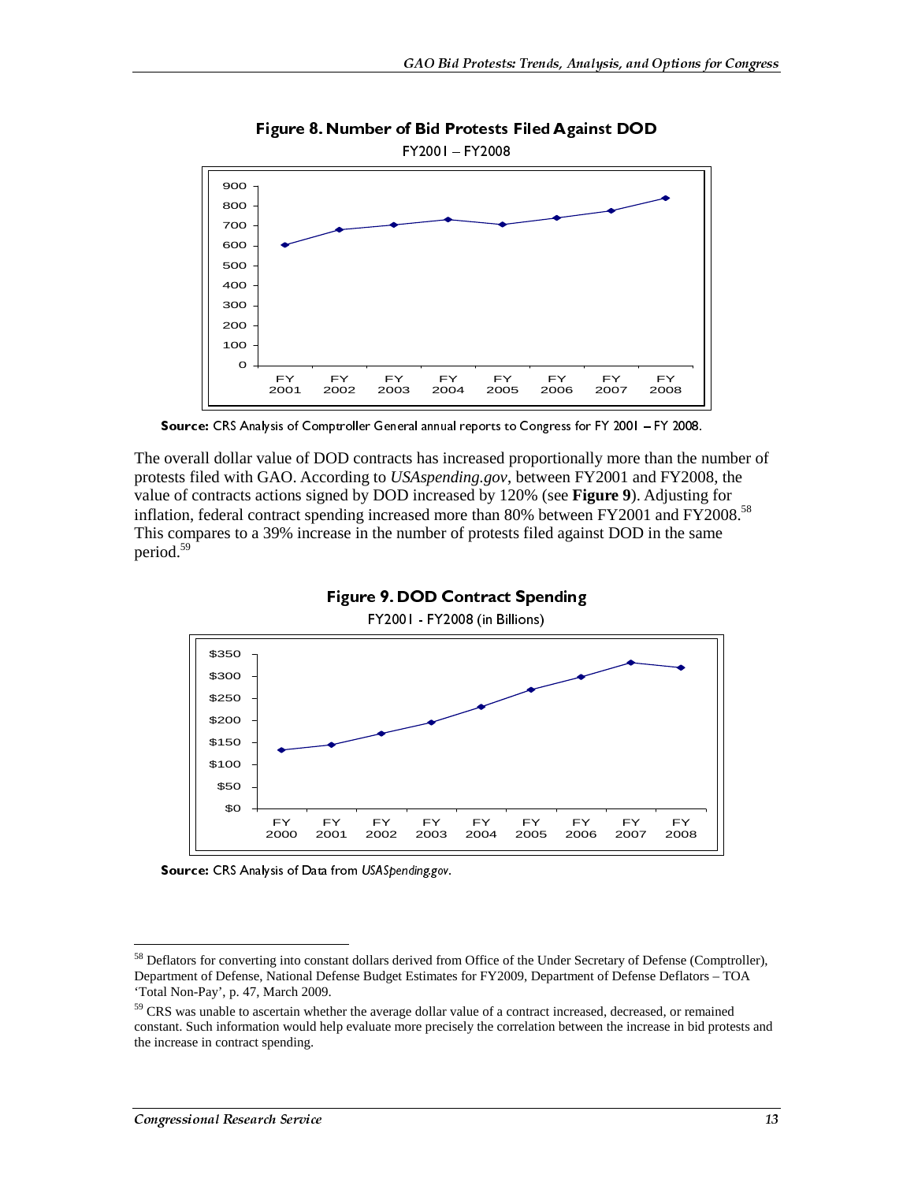**Figure 8. Number of Bid Protests Filed Against DOD**

FY2001 – FY2008

Source: CRS Analysis of Comptroller General annual reports to Congress for FY 2001 – FY 2008.

The overall dollar value of DOD contracts has increased proportionally more than the number of protests filed with GAO. According to *USAspending.gov*, between FY2001 and FY2008, the value of contracts actions signed by DOD increased by 120% (see **Figure 9**). Adjusting for inflation, federal contract spending increased more than 80% between FY2001 and FY2008.[58] This compares to a 39% increase in the number of protests filed against DOD in the same period.[59]

**Figure 9. DOD Contract Spending**

FY2001 - FY2008 (in Billions)

**Source:** CRS Analysis of Data from *USASpending.gov*.

[58] Deflators for converting into constant dollars derived from Office of the Under Secretary of Defense (Comptroller), Department of Defense, National Defense Budget Estimates for FY2009, Department of Defense Deflators – TOA 'Total Non-Pay', p. 47, March 2009.

[59] CRS was unable to ascertain whether the average dollar value of a contract increased, decreased, or remained constant. Such information would help evaluate more precisely the correlation between the increase in bid protests and the increase in contract spending.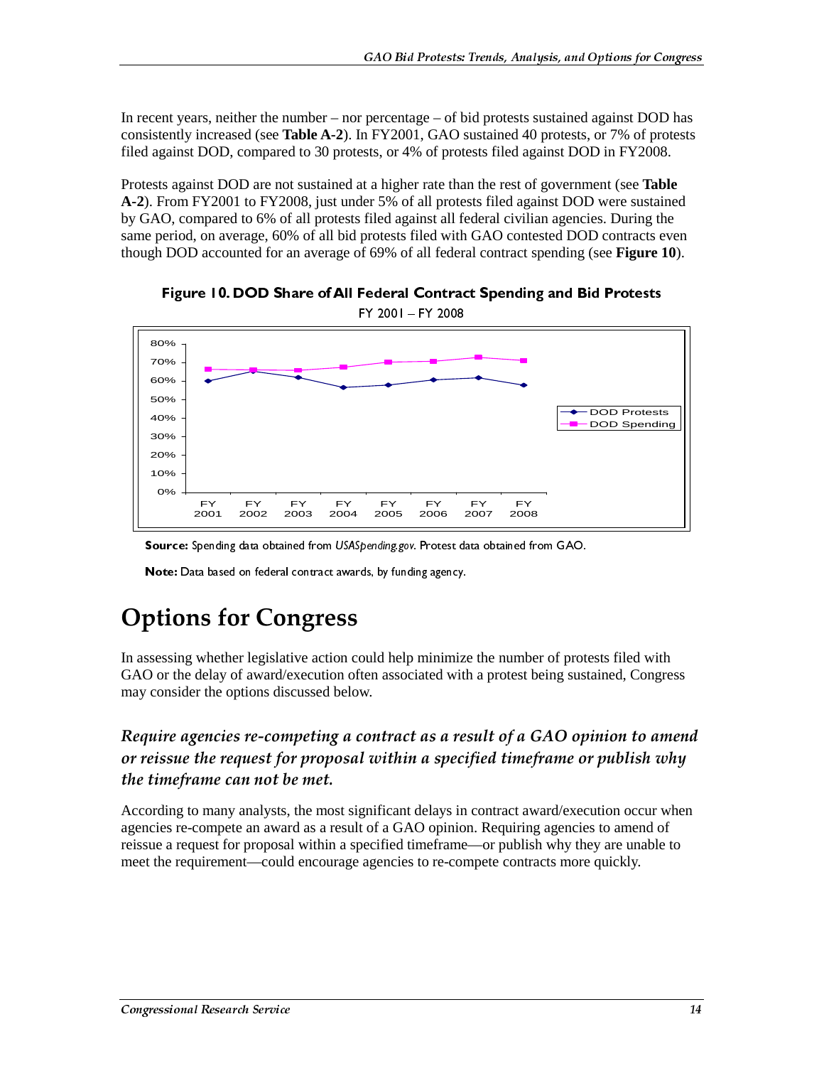In recent years, neither the number – nor percentage – of bid protests sustained against DOD has consistently increased (see **Table A-2**). In FY2001, GAO sustained 40 protests, or 7% of protests filed against DOD, compared to 30 protests, or 4% of protests filed against DOD in FY2008.

Protests against DOD are not sustained at a higher rate than the rest of government (see **Table A-2**). From FY2001 to FY2008, just under 5% of all protests filed against DOD were sustained by GAO, compared to 6% of all protests filed against all federal civilian agencies. During the same period, on average, 60% of all bid protests filed with GAO contested DOD contracts even though DOD accounted for an average of 69% of all federal contract spending (see **Figure 10**).

**Figure 10. DOD Share of All Federal Contract Spending and Bid Protests**

FY 2001 – FY 2008

**Source:** Spending data obtained from *USASpending.gov*. Protest data obtained from GAO.

**Note:** Data based on federal contract awards, by funding agency.

# Options for Congress

In assessing whether legislative action could help minimize the number of protests filed with GAO or the delay of award/execution often associated with a protest being sustained, Congress may consider the options discussed below.

### *Require agencies re-competing a contract as a result of a GAO opinion to amend or reissue the request for proposal within a specified timeframe or publish why the timeframe can not be met.*

According to many analysts, the most significant delays in contract award/execution occur when agencies re-compete an award as a result of a GAO opinion. Requiring agencies to amend of reissue a request for proposal within a specified timeframe—or publish why they are unable to meet the requirement—could encourage agencies to re-compete contracts more quickly.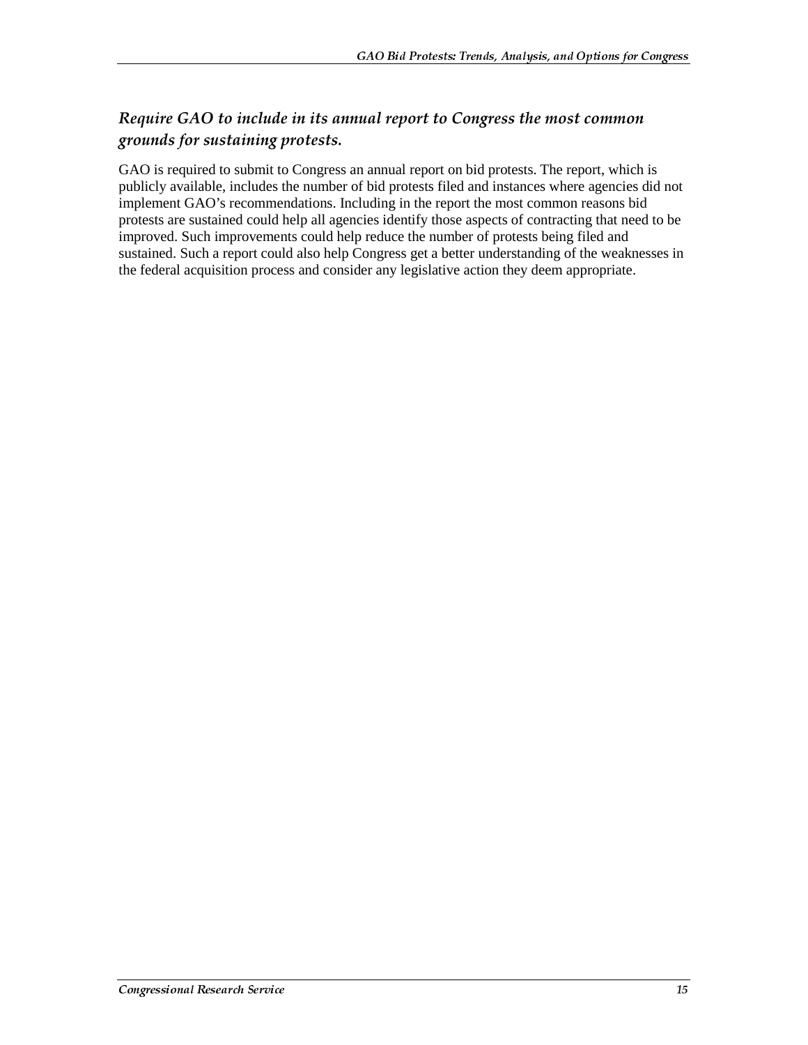### *Require GAO to include in its annual report to Congress the most common grounds for sustaining protests.*

GAO is required to submit to Congress an annual report on bid protests. The report, which is publicly available, includes the number of bid protests filed and instances where agencies did not implement GAO's recommendations. Including in the report the most common reasons bid protests are sustained could help all agencies identify those aspects of contracting that need to be improved. Such improvements could help reduce the number of protests being filed and sustained. Such a report could also help Congress get a better understanding of the weaknesses in the federal acquisition process and consider any legislative action they deem appropriate.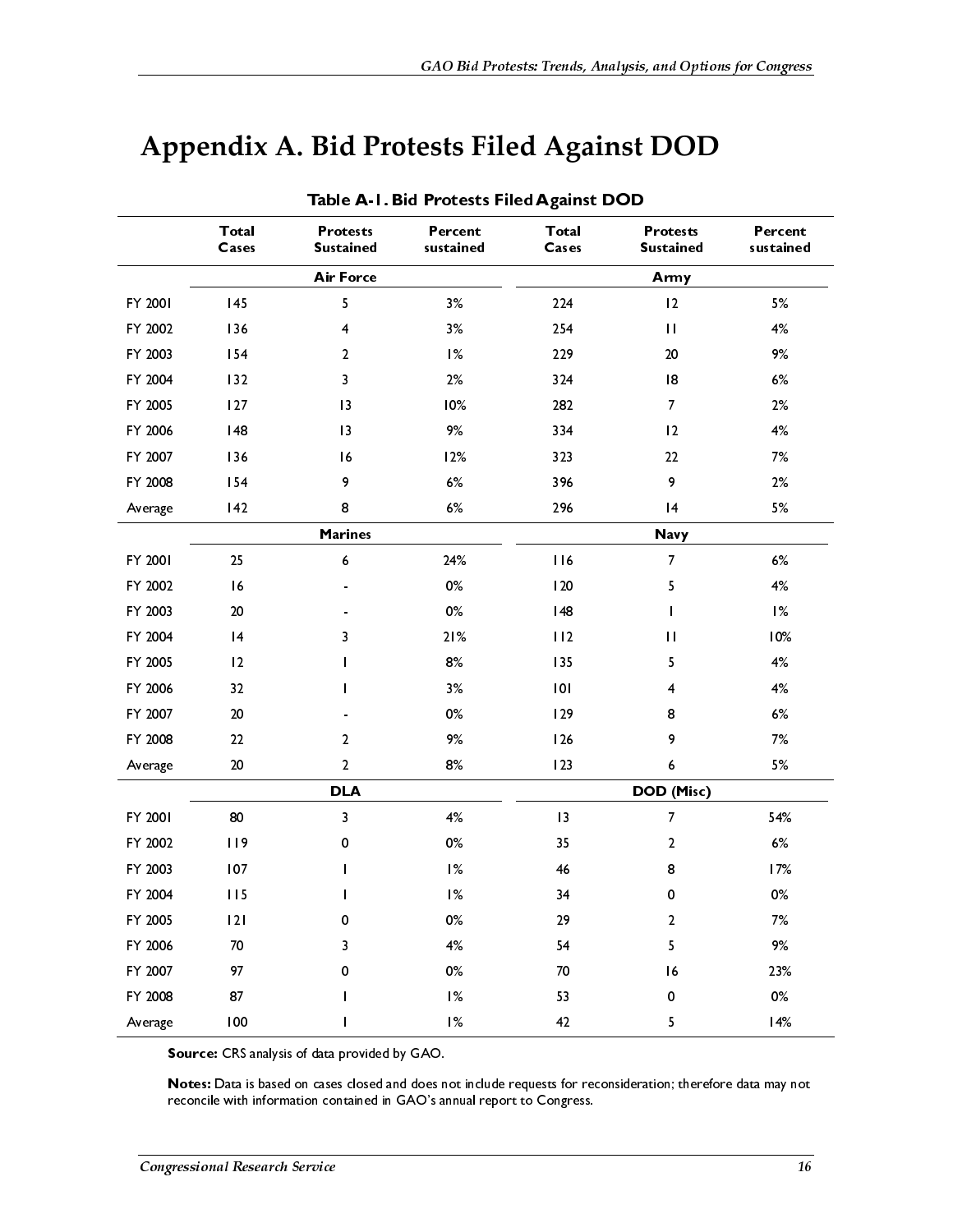# Appendix A. Bid Protests Filed Against DOD

**Table A-1. Bid Protests Filed Against DOD**

| | Total Cases | Protests Sustained | Percent sustained | Total Cases | Protests Sustained | Percent sustained |
|---|---|---|---|---|---|---|
| | **Air Force** | | | **Army** | | |
| FY 2001 | 145 | 5 | 3% | 224 | 12 | 5% |
| FY 2002 | 136 | 4 | 3% | 254 | 11 | 4% |
| FY 2003 | 154 | 2 | 1% | 229 | 20 | 9% |
| FY 2004 | 132 | 3 | 2% | 324 | 18 | 6% |
| FY 2005 | 127 | 13 | 10% | 282 | 7 | 2% |
| FY 2006 | 148 | 13 | 9% | 334 | 12 | 4% |
| FY 2007 | 136 | 16 | 12% | 323 | 22 | 7% |
| FY 2008 | 154 | 9 | 6% | 396 | 9 | 2% |
| Average | 142 | 8 | 6% | 296 | 14 | 5% |
| | **Marines** | | | **Navy** | | |
| FY 2001 | 25 | 6 | 24% | 116 | 7 | 6% |
| FY 2002 | 16 | - | 0% | 120 | 5 | 4% |
| FY 2003 | 20 | - | 0% | 148 | 1 | 1% |
| FY 2004 | 14 | 3 | 21% | 112 | 11 | 10% |
| FY 2005 | 12 | 1 | 8% | 135 | 5 | 4% |
| FY 2006 | 32 | 1 | 3% | 101 | 4 | 4% |
| FY 2007 | 20 | - | 0% | 129 | 8 | 6% |
| FY 2008 | 22 | 2 | 9% | 126 | 9 | 7% |
| Average | 20 | 2 | 8% | 123 | 6 | 5% |
| | **DLA** | | | **DOD (Misc)** | | |
| FY 2001 | 80 | 3 | 4% | 13 | 7 | 54% |
| FY 2002 | 119 | 0 | 0% | 35 | 2 | 6% |
| FY 2003 | 107 | 1 | 1% | 46 | 8 | 17% |
| FY 2004 | 115 | 1 | 1% | 34 | 0 | 0% |
| FY 2005 | 121 | 0 | 0% | 29 | 2 | 7% |
| FY 2006 | 70 | 3 | 4% | 54 | 5 | 9% |
| FY 2007 | 97 | 0 | 0% | 70 | 16 | 23% |
| FY 2008 | 87 | 1 | 1% | 53 | 0 | 0% |
| Average | 100 | 1 | 1% | 42 | 5 | 14% |

**Source:** CRS analysis of data provided by GAO.

**Notes:** Data is based on cases closed and does not include requests for reconsideration; therefore data may not reconcile with information contained in GAO's annual report to Congress.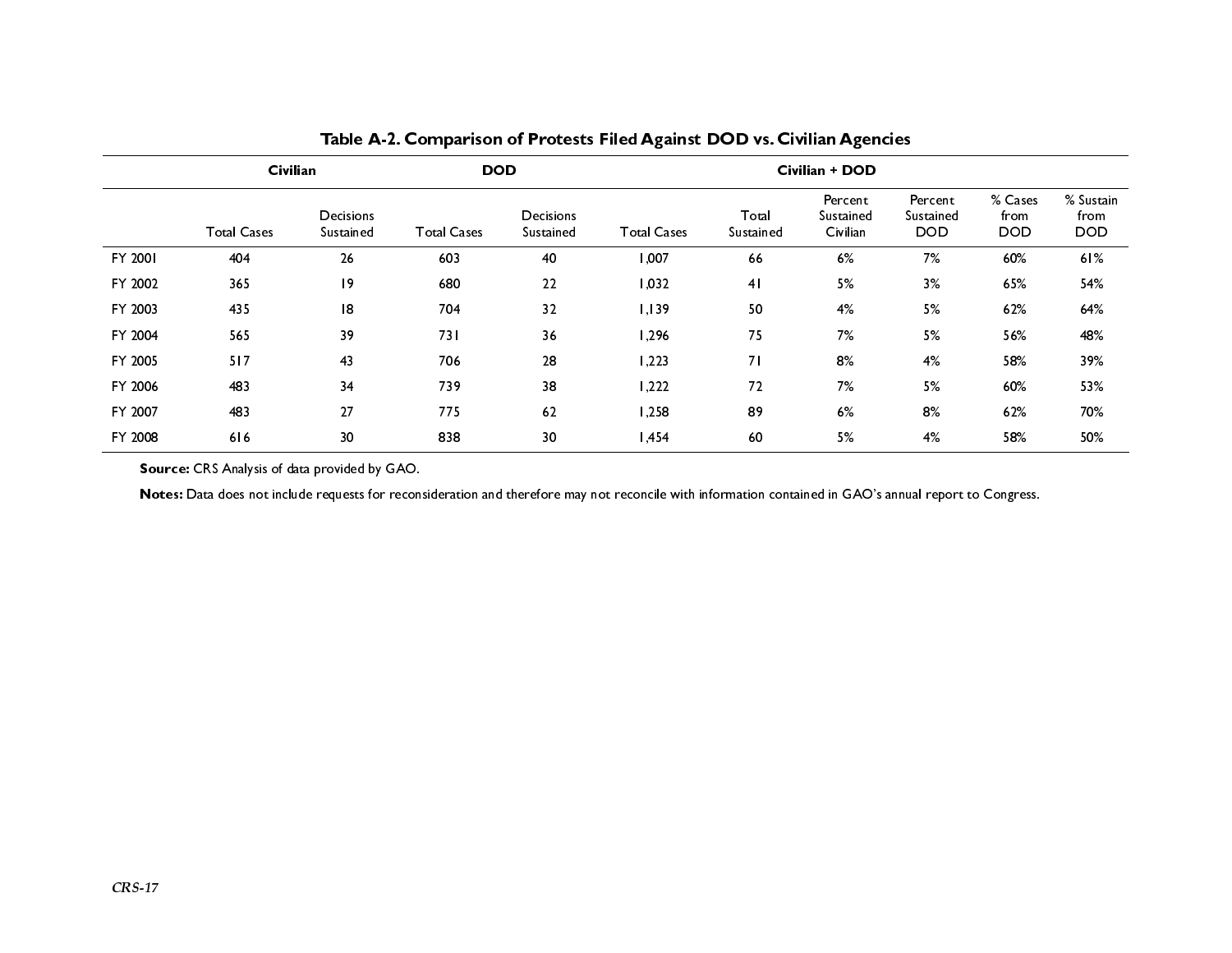**Table A-2. Comparison of Protests Filed Against DOD vs. Civilian Agencies**

| | Civilian | | DOD | | Civilian + DOD | | | | | |
|---|---|---|---|---|---|---|---|---|---|---|
| | Total Cases | Decisions Sustained | Total Cases | Decisions Sustained | Total Cases | Total Sustained | Percent Sustained Civilian | Percent Sustained DOD | % Cases from DOD | % Sustain from DOD |
| FY 2001 | 404 | 26 | 603 | 40 | 1,007 | 66 | 6% | 7% | 60% | 61% |
| FY 2002 | 365 | 19 | 680 | 22 | 1,032 | 41 | 5% | 3% | 65% | 54% |
| FY 2003 | 435 | 18 | 704 | 32 | 1,139 | 50 | 4% | 5% | 62% | 64% |
| FY 2004 | 565 | 39 | 731 | 36 | 1,296 | 75 | 7% | 5% | 56% | 48% |
| FY 2005 | 517 | 43 | 706 | 28 | 1,223 | 71 | 8% | 4% | 58% | 39% |
| FY 2006 | 483 | 34 | 739 | 38 | 1,222 | 72 | 7% | 5% | 60% | 53% |
| FY 2007 | 483 | 27 | 775 | 62 | 1,258 | 89 | 6% | 8% | 62% | 70% |
| FY 2008 | 616 | 30 | 838 | 30 | 1,454 | 60 | 5% | 4% | 58% | 50% |

**Source:** CRS Analysis of data provided by GAO.

**Notes:** Data does not include requests for reconsideration and therefore may not reconcile with information contained in GAO's annual report to Congress.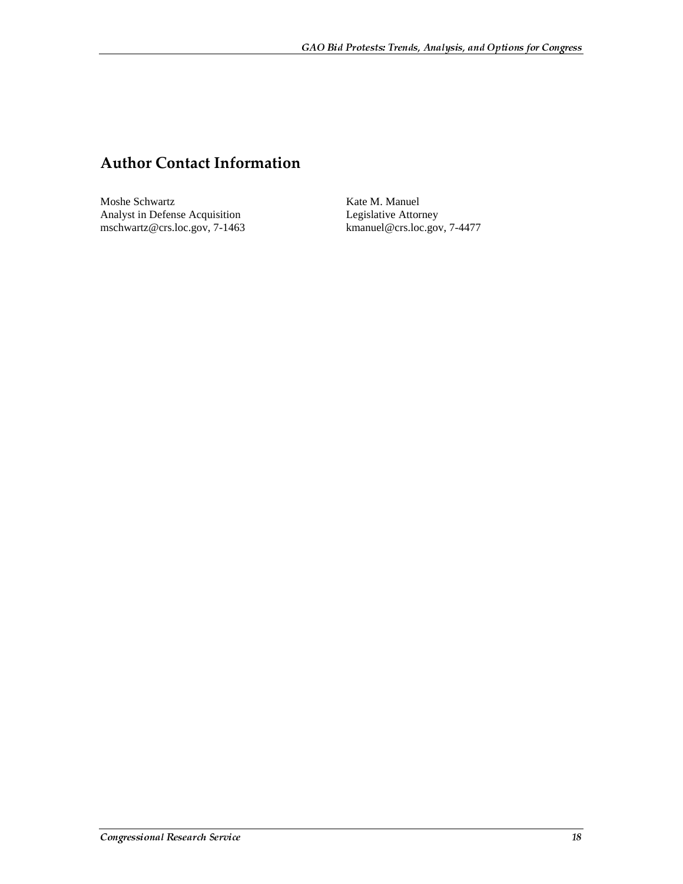## Author Contact Information

Moshe Schwartz
Analyst in Defense Acquisition
mschwartz@crs.loc.gov, 7-1463

Kate M. Manuel
Legislative Attorney
kmanuel@crs.loc.gov, 7-4477